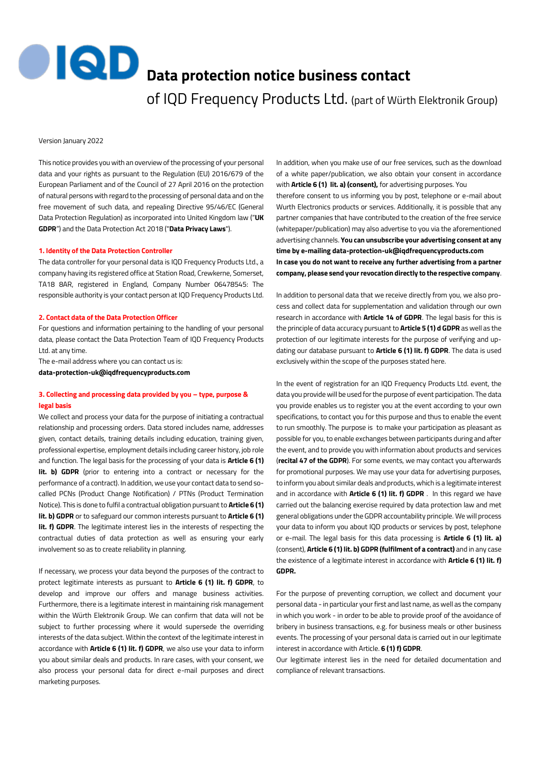# Data protection notice business contact

of IQD Frequency Products Ltd. (part of Würth Elektronik Group)

Version January 2022

This notice provides you with an overview of the processing of your personal data and your rights as pursuant to the Regulation (EU) 2016/679 of the European Parliament and of the Council of 27 April 2016 on the protection of natural persons with regard to the processing of personal data and on the free movement of such data, and repealing Directive 95/46/EC (General Data Protection Regulation) as incorporated into United Kingdom law ("**UK GDPR**") and the Data Protection Act 2018 ("**Data Privacy Laws**").

## 1. Identity of the Data Protection Controller

The data controller for your personal data is IQD Frequency Products Ltd., a company having its registered office at Station Road, Crewkerne, Somerset, TA18 8AR, registered in England, Company Number 06478545: The responsible authority is your contact person at IQD Frequency Products Ltd.

## 2. Contact data of the Data Protection Officer

For questions and information pertaining to the handling of your personal data, please contact the Data Protection Team of IQD Frequency Products Ltd. at any time.

The e-mail address where you can contact us is:

**data-protection-uk@iqdfrequencyproducts.com**

## 3. Collecting and processing data provided by you – type, purpose & legal basis

We collect and process your data for the purpose of initiating a contractual relationship and processing orders. Data stored includes name, addresses given, contact details, training details including education, training given, professional expertise, employment details including career history, job role and function. The legal basis for the processing of your data is **Article 6 (1) lit. b) GDPR** (prior to entering into a contract or necessary for the performance of a contract). In addition, we use your contact data to send so-called PCNs (Product Change Notification) / PTNs (Product Termination Notice). This is done to fulfil a contractual obligation pursuant to **Article 6 (1) lit. b) GDPR** or to safeguard our common interests pursuant to **Article 6 (1) lit. f) GDPR**. The legitimate interest lies in the interests of respecting the contractual duties of data protection as well as ensuring your early involvement so as to create reliability in planning.

If necessary, we process your data beyond the purposes of the contract to protect legitimate interests as pursuant to **Article 6 (1) lit. f) GDPR**, to develop and improve our offers and manage business activities. Furthermore, there is a legitimate interest in maintaining risk management within the Würth Elektronik Group. We can confirm that data will not be subject to further processing where it would supersede the overriding interests of the data subject. Within the context of the legitimate interest in accordance with **Article 6 (1) lit. f) GDPR**, we also use your data to inform you about similar deals and products. In rare cases, with your consent, we also process your personal data for direct e-mail purposes and direct marketing purposes.

In addition, when you make use of our free services, such as the download of a white paper/publication, we also obtain your consent in accordance with **Article 6 (1) lit. a) (consent),** for advertising purposes. You therefore consent to us informing you by post, telephone or e-mail about Wurth Electronics products or services. Additionally, it is possible that any partner companies that have contributed to the creation of the free service (whitepaper/publication) may also advertise to you via the aforementioned advertising channels. **You can unsubscribe your advertising consent at any time by e-mailing data-protection-uk@iqdfrequencyproducts.com**

**In case you do not want to receive any further advertising from a partner company, please send your revocation directly to the respective company**.

In addition to personal data that we receive directly from you, we also process and collect data for supplementation and validation through our own research in accordance with **Article 14 of GDPR**. The legal basis for this is the principle of data accuracy pursuant to **Article 5 (1) d GDPR** as well as the protection of our legitimate interests for the purpose of verifying and updating our database pursuant to **Article 6 (1) lit. f) GDPR**. The data is used exclusively within the scope of the purposes stated here.

In the event of registration for an IQD Frequency Products Ltd. event, the data you provide will be used for the purpose of event participation. The data you provide enables us to register you at the event according to your own specifications, to contact you for this purpose and thus to enable the event to run smoothly. The purpose is to make your participation as pleasant as possible for you, to enable exchanges between participants during and after the event, and to provide you with information about products and services (**recital 47 of the GDPR**). For some events, we may contact you afterwards for promotional purposes. We may use your data for advertising purposes, to inform you about similar deals and products, which is a legitimate interest and in accordance with **Article 6 (1) lit. f) GDPR** . In this regard we have carried out the balancing exercise required by data protection law and met general obligations under the GDPR accountability principle. We will process your data to inform you about IQD products or services by post, telephone or e-mail. The legal basis for this data processing is **Article 6 (1) lit. a)** (consent), **Article 6 (1) lit. b) GDPR (fulfilment of a contract)** and in any case the existence of a legitimate interest in accordance with **Article 6 (1) lit. f) GDPR.**

For the purpose of preventing corruption, we collect and document your personal data - in particular your first and last name, as well as the company in which you work - in order to be able to provide proof of the avoidance of bribery in business transactions, e.g. for business meals or other business events. The processing of your personal data is carried out in our legitimate interest in accordance with Article. **6 (1) f) GDPR**.

Our legitimate interest lies in the need for detailed documentation and compliance of relevant transactions.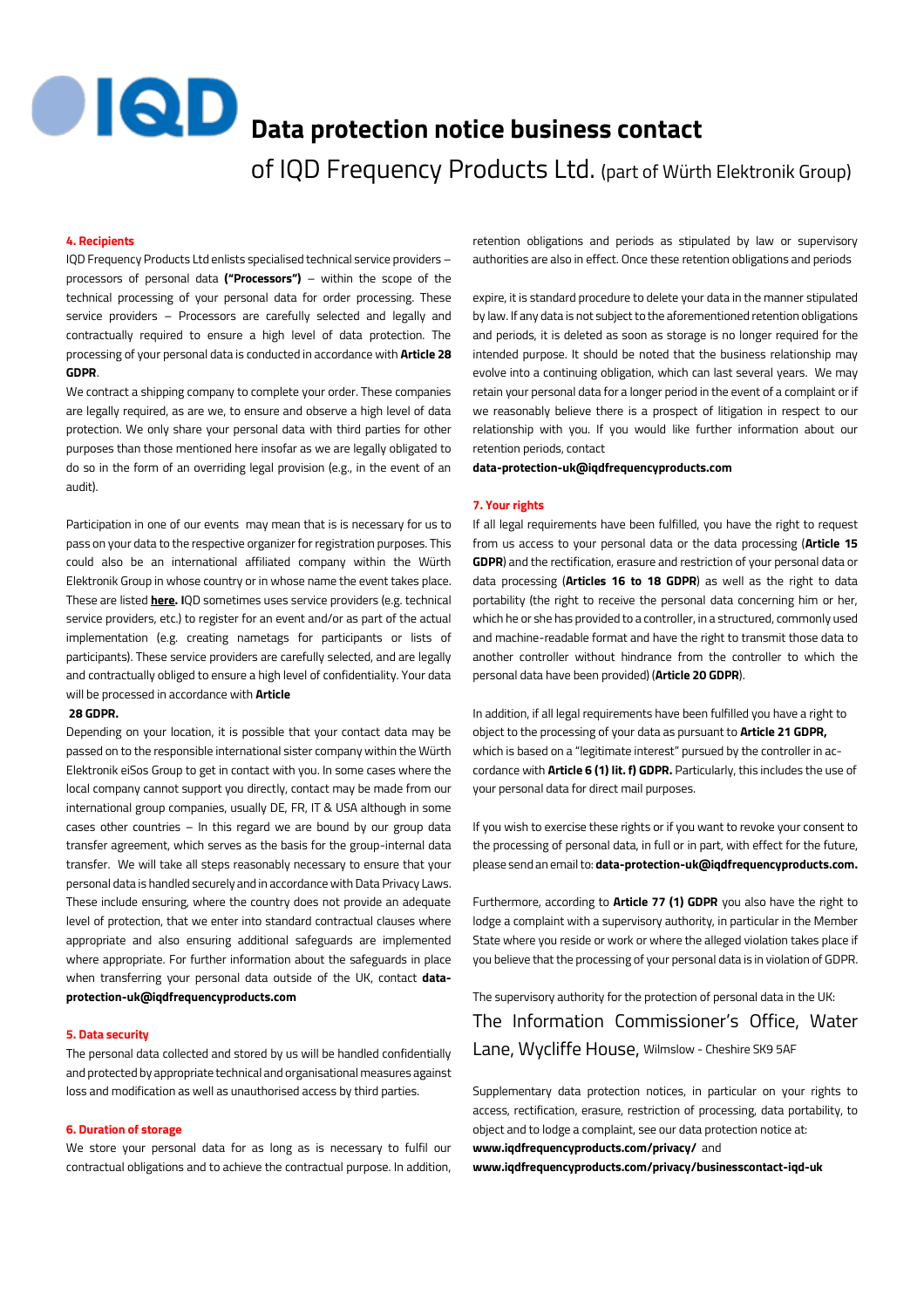# Data protection notice business contact

of IQD Frequency Products Ltd. (part of Würth Elektronik Group)

## 4. Recipients

IQD Frequency Products Ltd enlists specialised technical service providers – processors of personal data **("Processors")** – within the scope of the technical processing of your personal data for order processing. These service providers – Processors are carefully selected and legally and contractually required to ensure a high level of data protection. The processing of your personal data is conducted in accordance with **Article 28 GDPR**.

We contract a shipping company to complete your order. These companies are legally required, as are we, to ensure and observe a high level of data protection. We only share your personal data with third parties for other purposes than those mentioned here insofar as we are legally obligated to do so in the form of an overriding legal provision (e.g., in the event of an audit).

Participation in one of our events may mean that is is necessary for us to pass on your data to the respective organizer for registration purposes. This could also be an international affiliated company within the Würth Elektronik Group in whose country or in whose name the event takes place. These are listed **here**. IQD sometimes uses service providers (e.g. technical service providers, etc.) to register for an event and/or as part of the actual implementation (e.g. creating nametags for participants or lists of participants). These service providers are carefully selected, and are legally and contractually obliged to ensure a high level of confidentiality. Your data will be processed in accordance with **Article 28 GDPR.**

Depending on your location, it is possible that your contact data may be passed on to the responsible international sister company within the Würth Elektronik eiSos Group to get in contact with you. In some cases where the local company cannot support you directly, contact may be made from our international group companies, usually DE, FR, IT & USA although in some cases other countries – In this regard we are bound by our group data transfer agreement, which serves as the basis for the group-internal data transfer. We will take all steps reasonably necessary to ensure that your personal data is handled securely and in accordance with Data Privacy Laws. These include ensuring, where the country does not provide an adequate level of protection, that we enter into standard contractual clauses where appropriate and also ensuring additional safeguards are implemented where appropriate. For further information about the safeguards in place when transferring your personal data outside of the UK, contact **data-protection-uk@iqdfrequencyproducts.com**

## 5. Data security

The personal data collected and stored by us will be handled confidentially and protected by appropriate technical and organisational measures against loss and modification as well as unauthorised access by third parties.

## 6. Duration of storage

We store your personal data for as long as is necessary to fulfil our contractual obligations and to achieve the contractual purpose. In addition, retention obligations and periods as stipulated by law or supervisory authorities are also in effect. Once these retention obligations and periods expire, it is standard procedure to delete your data in the manner stipulated by law. If any data is not subject to the aforementioned retention obligations and periods, it is deleted as soon as storage is no longer required for the intended purpose. It should be noted that the business relationship may evolve into a continuing obligation, which can last several years. We may retain your personal data for a longer period in the event of a complaint or if we reasonably believe there is a prospect of litigation in respect to our relationship with you. If you would like further information about our retention periods, contact

**data-protection-uk@iqdfrequencyproducts.com**

## 7. Your rights

If all legal requirements have been fulfilled, you have the right to request from us access to your personal data or the data processing (**Article 15 GDPR**) and the rectification, erasure and restriction of your personal data or data processing (**Articles 16 to 18 GDPR**) as well as the right to data portability (the right to receive the personal data concerning him or her, which he or she has provided to a controller, in a structured, commonly used and machine-readable format and have the right to transmit those data to another controller without hindrance from the controller to which the personal data have been provided) (**Article 20 GDPR**).

In addition, if all legal requirements have been fulfilled you have a right to object to the processing of your data as pursuant to **Article 21 GDPR,** which is based on a "legitimate interest" pursued by the controller in accordance with **Article 6 (1) lit. f) GDPR.** Particularly, this includes the use of your personal data for direct mail purposes.

If you wish to exercise these rights or if you want to revoke your consent to the processing of personal data, in full or in part, with effect for the future, please send an email to: **data-protection-uk@iqdfrequencyproducts.com.**

Furthermore, according to **Article 77 (1) GDPR** you also have the right to lodge a complaint with a supervisory authority, in particular in the Member State where you reside or work or where the alleged violation takes place if you believe that the processing of your personal data is in violation of GDPR.

The supervisory authority for the protection of personal data in the UK:

The Information Commissioner's Office, Water Lane, Wycliffe House, Wilmslow - Cheshire SK9 5AF

Supplementary data protection notices, in particular on your rights to access, rectification, erasure, restriction of processing, data portability, to object and to lodge a complaint, see our data protection notice at: **www.iqdfrequencyproducts.com/privacy/** and **www.iqdfrequencyproducts.com/privacy/businesscontact-iqd-uk**